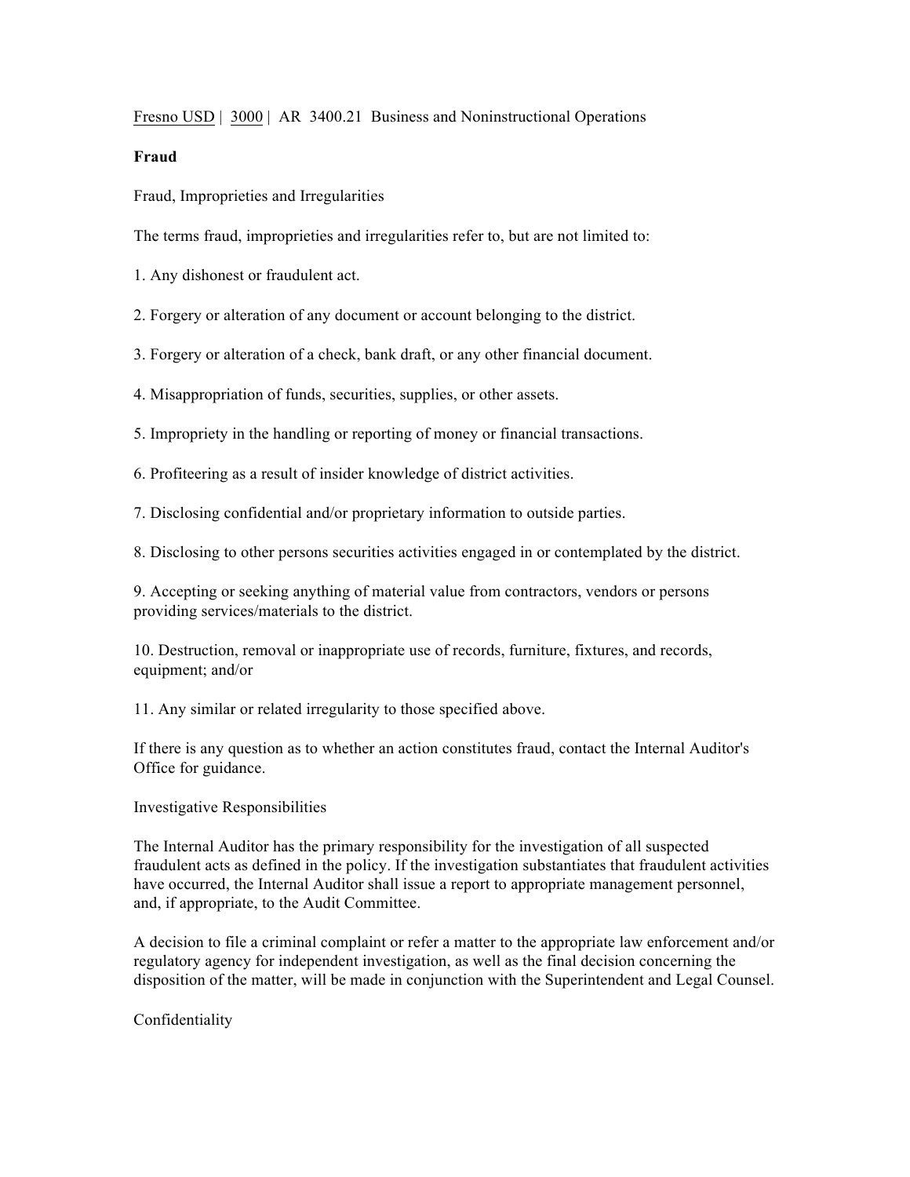Fresno USD | 3000 | AR 3400.21 Business and Noninstructional Operations

**Fraud**

Fraud, Improprieties and Irregularities

The terms fraud, improprieties and irregularities refer to, but are not limited to:

1. Any dishonest or fraudulent act.

2. Forgery or alteration of any document or account belonging to the district.

3. Forgery or alteration of a check, bank draft, or any other financial document.

4. Misappropriation of funds, securities, supplies, or other assets.

5. Impropriety in the handling or reporting of money or financial transactions.

6. Profiteering as a result of insider knowledge of district activities.

7. Disclosing confidential and/or proprietary information to outside parties.

8. Disclosing to other persons securities activities engaged in or contemplated by the district.

9. Accepting or seeking anything of material value from contractors, vendors or persons providing services/materials to the district.

10. Destruction, removal or inappropriate use of records, furniture, fixtures, and records, equipment; and/or

11. Any similar or related irregularity to those specified above.

If there is any question as to whether an action constitutes fraud, contact the Internal Auditor's Office for guidance.

Investigative Responsibilities

The Internal Auditor has the primary responsibility for the investigation of all suspected fraudulent acts as defined in the policy. If the investigation substantiates that fraudulent activities have occurred, the Internal Auditor shall issue a report to appropriate management personnel, and, if appropriate, to the Audit Committee.

A decision to file a criminal complaint or refer a matter to the appropriate law enforcement and/or regulatory agency for independent investigation, as well as the final decision concerning the disposition of the matter, will be made in conjunction with the Superintendent and Legal Counsel.

Confidentiality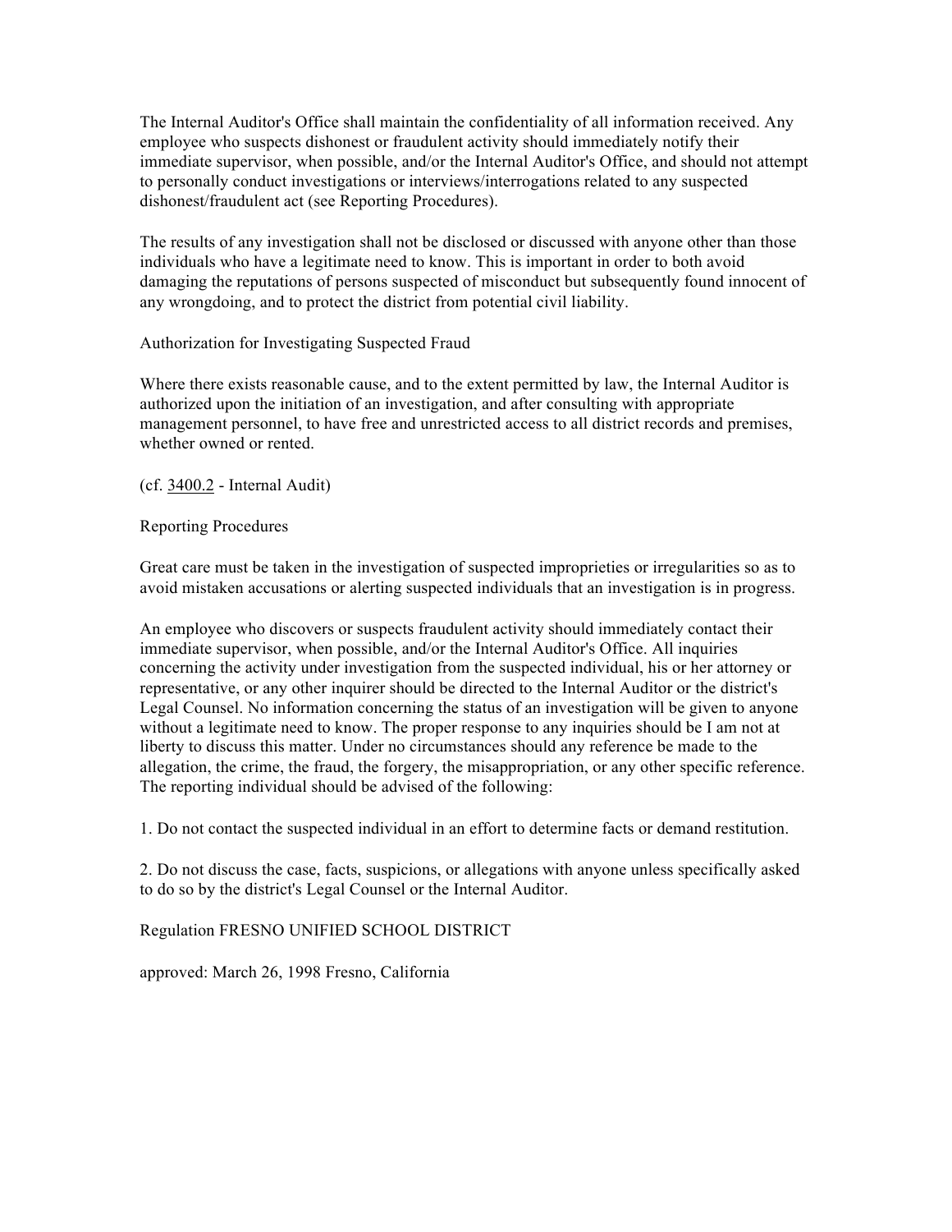The Internal Auditor's Office shall maintain the confidentiality of all information received. Any employee who suspects dishonest or fraudulent activity should immediately notify their immediate supervisor, when possible, and/or the Internal Auditor's Office, and should not attempt to personally conduct investigations or interviews/interrogations related to any suspected dishonest/fraudulent act (see Reporting Procedures).

The results of any investigation shall not be disclosed or discussed with anyone other than those individuals who have a legitimate need to know. This is important in order to both avoid damaging the reputations of persons suspected of misconduct but subsequently found innocent of any wrongdoing, and to protect the district from potential civil liability.

Authorization for Investigating Suspected Fraud

Where there exists reasonable cause, and to the extent permitted by law, the Internal Auditor is authorized upon the initiation of an investigation, and after consulting with appropriate management personnel, to have free and unrestricted access to all district records and premises, whether owned or rented.

(cf. 3400.2 - Internal Audit)

Reporting Procedures

Great care must be taken in the investigation of suspected improprieties or irregularities so as to avoid mistaken accusations or alerting suspected individuals that an investigation is in progress.

An employee who discovers or suspects fraudulent activity should immediately contact their immediate supervisor, when possible, and/or the Internal Auditor's Office. All inquiries concerning the activity under investigation from the suspected individual, his or her attorney or representative, or any other inquirer should be directed to the Internal Auditor or the district's Legal Counsel. No information concerning the status of an investigation will be given to anyone without a legitimate need to know. The proper response to any inquiries should be I am not at liberty to discuss this matter. Under no circumstances should any reference be made to the allegation, the crime, the fraud, the forgery, the misappropriation, or any other specific reference. The reporting individual should be advised of the following:

1. Do not contact the suspected individual in an effort to determine facts or demand restitution.

2. Do not discuss the case, facts, suspicions, or allegations with anyone unless specifically asked to do so by the district's Legal Counsel or the Internal Auditor.

Regulation FRESNO UNIFIED SCHOOL DISTRICT

approved: March 26, 1998 Fresno, California